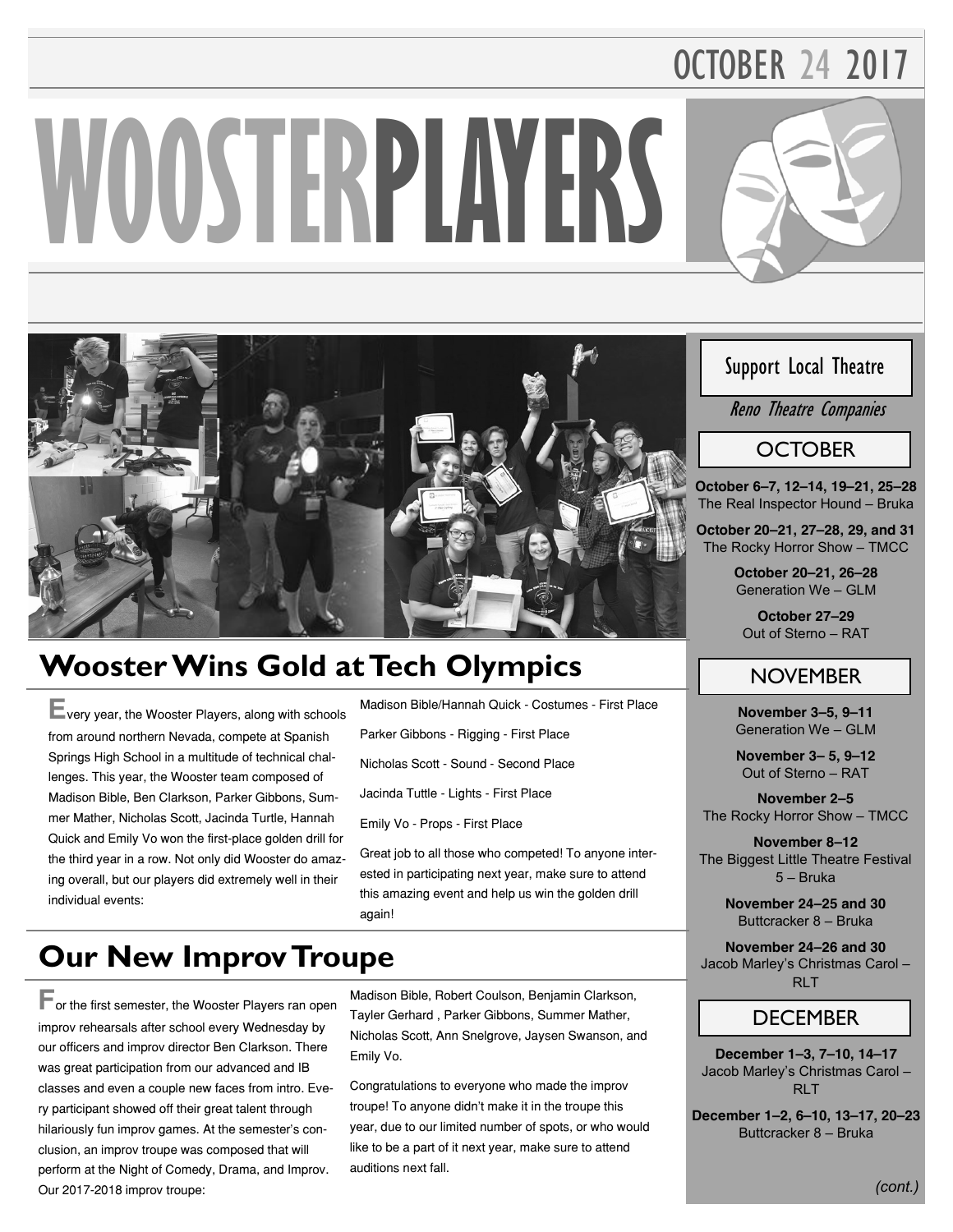# WOOSTERPLAYERS

OCTOBER 24 2017

## Wooster Wins Gold at Tech Olympics

Every year, the Wooster Players, along with schools from around northern Nevada, compete at Spanish Springs High School in a multitude of technical challenges. This year, the Wooster team composed of Madison Bible, Ben Clarkson, Parker Gibbons, Summer Mather, Nicholas Scott, Jacinda Turtle, Hannah Quick and Emily Vo won the first-place golden drill for the third year in a row. Not only did Wooster do amazing overall, but our players did extremely well in their individual events:

Madison Bible/Hannah Quick - Costumes - First Place

Parker Gibbons - Rigging - First Place

Nicholas Scott - Sound - Second Place

Jacinda Tuttle - Lights - First Place

Emily Vo - Props - First Place

Great job to all those who competed! To anyone interested in participating next year, make sure to attend this amazing event and help us win the golden drill again!

## Our New Improv Troupe

For the first semester, the Wooster Players ran open improv rehearsals after school every Wednesday by our officers and improv director Ben Clarkson. There was great participation from our advanced and IB classes and even a couple new faces from intro. Every participant showed off their great talent through hilariously fun improv games. At the semester's conclusion, an improv troupe was composed that will perform at the Night of Comedy, Drama, and Improv. Our 2017-2018 improv troupe:

Madison Bible, Robert Coulson, Benjamin Clarkson, Tayler Gerhard , Parker Gibbons, Summer Mather, Nicholas Scott, Ann Snelgrove, Jaysen Swanson, and Emily Vo.

Congratulations to everyone who made the improv troupe! To anyone didn't make it in the troupe this year, due to our limited number of spots, or who would like to be a part of it next year, make sure to attend auditions next fall.

## Support Local Theatre

*Reno Theatre Companies*

### OCTOBER

**October 6–7, 12–14, 19–21, 25–28**
The Real Inspector Hound – Bruka

**October 20–21, 27–28, 29, and 31**
The Rocky Horror Show – TMCC

**October 20–21, 26–28**
Generation We – GLM

**October 27–29**
Out of Sterno – RAT

### NOVEMBER

**November 3–5, 9–11**
Generation We – GLM

**November 3– 5, 9–12**
Out of Sterno – RAT

**November 2–5**
The Rocky Horror Show – TMCC

**November 8–12**
The Biggest Little Theatre Festival 5 – Bruka

**November 24–25 and 30**
Buttcracker 8 – Bruka

**November 24–26 and 30**
Jacob Marley's Christmas Carol – RLT

### DECEMBER

**December 1–3, 7–10, 14–17**
Jacob Marley's Christmas Carol – RLT

**December 1–2, 6–10, 13–17, 20–23**
Buttcracker 8 – Bruka

*(cont.)*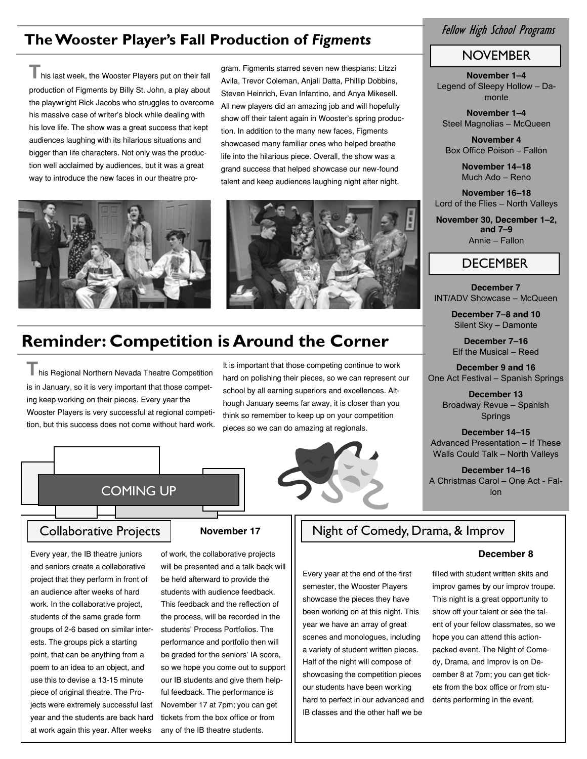## The Wooster Player's Fall Production of *Figments*

This last week, the Wooster Players put on their fall production of Figments by Billy St. John, a play about the playwright Rick Jacobs who struggles to overcome his massive case of writer's block while dealing with his love life. The show was a great success that kept audiences laughing with its hilarious situations and bigger than life characters. Not only was the production well acclaimed by audiences, but it was a great way to introduce the new faces in our theatre program. Figments starred seven new thespians: Litzzi Avila, Trevor Coleman, Anjali Datta, Phillip Dobbins, Steven Heinrich, Evan Infantino, and Anya Mikesell. All new players did an amazing job and will hopefully show off their talent again in Wooster's spring production. In addition to the many new faces, Figments showcased many familiar ones who helped breathe life into the hilarious piece. Overall, the show was a grand success that helped showcase our new-found talent and keep audiences laughing night after night.

## Reminder: Competition is Around the Corner

This Regional Northern Nevada Theatre Competition is in January, so it is very important that those competing keep working on their pieces. Every year the Wooster Players is very successful at regional competition, but this success does not come without hard work. It is important that those competing continue to work hard on polishing their pieces, so we can represent our school by all earning superiors and excellences. Although January seems far away, it is closer than you think so remember to keep up on your competition pieces so we can do amazing at regionals.

## COMING UP

### Collaborative Projects

**November 17**

Every year, the IB theatre juniors and seniors create a collaborative project that they perform in front of an audience after weeks of hard work. In the collaborative project, students of the same grade form groups of 2-6 based on similar interests. The groups pick a starting point, that can be anything from a poem to an idea to an object, and use this to devise a 13-15 minute piece of original theatre. The Projects were extremely successful last year and the students are back hard at work again this year. After weeks of work, the collaborative projects will be presented and a talk back will be held afterward to provide the students with audience feedback. This feedback and the reflection of the process, will be recorded in the students' Process Portfolios. The performance and portfolio then will be graded for the seniors' IA score, so we hope you come out to support our IB students and give them helpful feedback. The performance is November 17 at 7pm; you can get tickets from the box office or from any of the IB theatre students.

### Night of Comedy, Drama, & Improv

**December 8**

Every year at the end of the first semester, the Wooster Players showcase the pieces they have been working on at this night. This year we have an array of great scenes and monologues, including a variety of student written pieces. Half of the night will compose of showcasing the competition pieces our students have been working hard to perfect in our advanced and IB classes and the other half we be filled with student written skits and improv games by our improv troupe. This night is a great opportunity to show off your talent or see the talent of your fellow classmates, so we hope you can attend this action-packed event. The Night of Comedy, Drama, and Improv is on December 8 at 7pm; you can get tickets from the box office or from students performing in the event.

## Fellow High School Programs

### NOVEMBER

**November 1–4**
Legend of Sleepy Hollow – Damonte

**November 1–4**
Steel Magnolias – McQueen

**November 4**
Box Office Poison – Fallon

**November 14–18**
Much Ado – Reno

**November 16–18**
Lord of the Flies – North Valleys

**November 30, December 1–2, and 7–9**
Annie – Fallon

### DECEMBER

**December 7**
INT/ADV Showcase – McQueen

**December 7–8 and 10**
Silent Sky – Damonte

**December 7–16**
Elf the Musical – Reed

**December 9 and 16**
One Act Festival – Spanish Springs

**December 13**
Broadway Revue – Spanish Springs

**December 14–15**
Advanced Presentation – If These Walls Could Talk – North Valleys

**December 14–16**
A Christmas Carol – One Act - Fallon